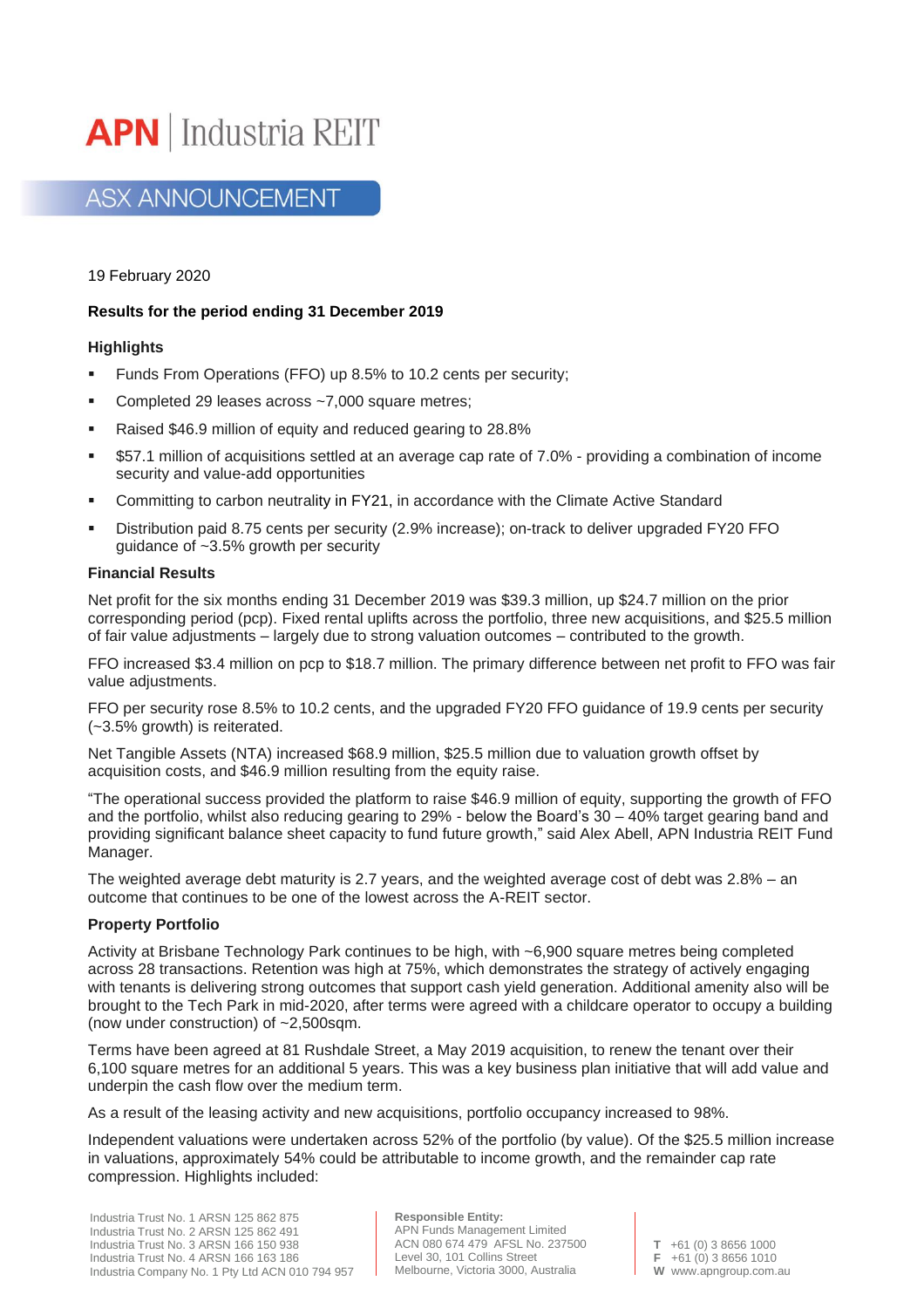# APN | Industria REIT

## ASX ANNOUNCEMENT

19 February 2020

**Results for the period ending 31 December 2019**

### Highlights

- Funds From Operations (FFO) up 8.5% to 10.2 cents per security;
- Completed 29 leases across ~7,000 square metres;
- Raised $46.9 million of equity and reduced gearing to 28.8%
- $57.1 million of acquisitions settled at an average cap rate of 7.0% - providing a combination of income security and value-add opportunities
- Committing to carbon neutrality in FY21, in accordance with the Climate Active Standard
- Distribution paid 8.75 cents per security (2.9% increase); on-track to deliver upgraded FY20 FFO guidance of ~3.5% growth per security

### Financial Results

Net profit for the six months ending 31 December 2019 was $39.3 million, up $24.7 million on the prior corresponding period (pcp). Fixed rental uplifts across the portfolio, three new acquisitions, and $25.5 million of fair value adjustments – largely due to strong valuation outcomes – contributed to the growth.

FFO increased $3.4 million on pcp to $18.7 million. The primary difference between net profit to FFO was fair value adjustments.

FFO per security rose 8.5% to 10.2 cents, and the upgraded FY20 FFO guidance of 19.9 cents per security (~3.5% growth) is reiterated.

Net Tangible Assets (NTA) increased $68.9 million, $25.5 million due to valuation growth offset by acquisition costs, and $46.9 million resulting from the equity raise.

"The operational success provided the platform to raise $46.9 million of equity, supporting the growth of FFO and the portfolio, whilst also reducing gearing to 29% - below the Board's 30 – 40% target gearing band and providing significant balance sheet capacity to fund future growth," said Alex Abell, APN Industria REIT Fund Manager.

The weighted average debt maturity is 2.7 years, and the weighted average cost of debt was 2.8% – an outcome that continues to be one of the lowest across the A-REIT sector.

### Property Portfolio

Activity at Brisbane Technology Park continues to be high, with ~6,900 square metres being completed across 28 transactions. Retention was high at 75%, which demonstrates the strategy of actively engaging with tenants is delivering strong outcomes that support cash yield generation. Additional amenity also will be brought to the Tech Park in mid-2020, after terms were agreed with a childcare operator to occupy a building (now under construction) of ~2,500sqm.

Terms have been agreed at 81 Rushdale Street, a May 2019 acquisition, to renew the tenant over their 6,100 square metres for an additional 5 years. This was a key business plan initiative that will add value and underpin the cash flow over the medium term.

As a result of the leasing activity and new acquisitions, portfolio occupancy increased to 98%.

Independent valuations were undertaken across 52% of the portfolio (by value). Of the $25.5 million increase in valuations, approximately 54% could be attributable to income growth, and the remainder cap rate compression. Highlights included:

Industria Trust No. 1 ARSN 125 862 875
Industria Trust No. 2 ARSN 125 862 491
Industria Trust No. 3 ARSN 166 150 938
Industria Trust No. 4 ARSN 166 163 186
Industria Company No. 1 Pty Ltd ACN 010 794 957

**Responsible Entity:**
APN Funds Management Limited
ACN 080 674 479 AFSL No. 237500
Level 30, 101 Collins Street
Melbourne, Victoria 3000, Australia

**T** +61 (0) 3 8656 1000
**F** +61 (0) 3 8656 1010
**W** www.apngroup.com.au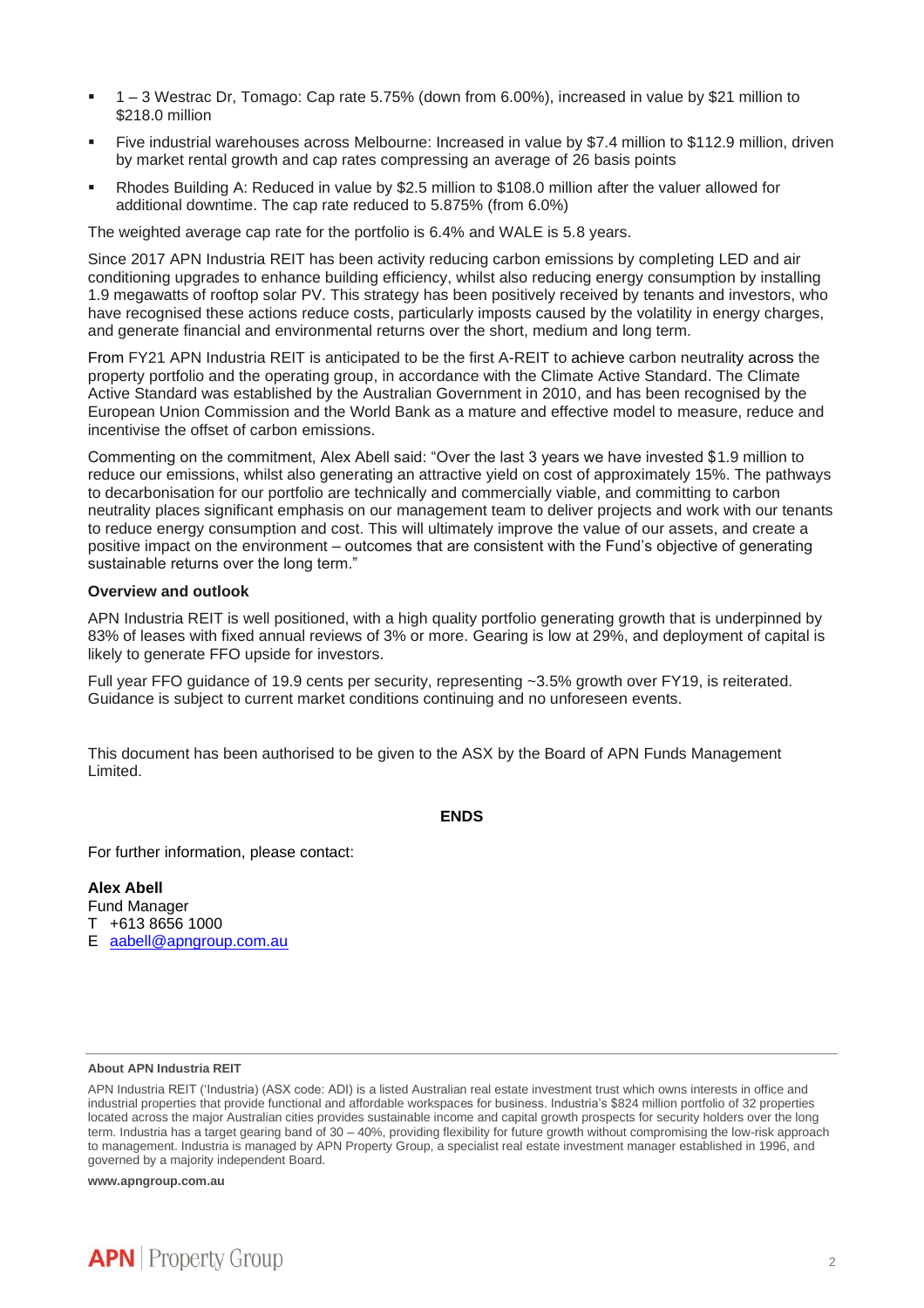- 1 – 3 Westrac Dr, Tomago: Cap rate 5.75% (down from 6.00%), increased in value by $21 million to $218.0 million
- Five industrial warehouses across Melbourne: Increased in value by $7.4 million to $112.9 million, driven by market rental growth and cap rates compressing an average of 26 basis points
- Rhodes Building A: Reduced in value by $2.5 million to $108.0 million after the valuer allowed for additional downtime. The cap rate reduced to 5.875% (from 6.0%)

The weighted average cap rate for the portfolio is 6.4% and WALE is 5.8 years.

Since 2017 APN Industria REIT has been activity reducing carbon emissions by completing LED and air conditioning upgrades to enhance building efficiency, whilst also reducing energy consumption by installing 1.9 megawatts of rooftop solar PV. This strategy has been positively received by tenants and investors, who have recognised these actions reduce costs, particularly imposts caused by the volatility in energy charges, and generate financial and environmental returns over the short, medium and long term.

From FY21 APN Industria REIT is anticipated to be the first A-REIT to achieve carbon neutrality across the property portfolio and the operating group, in accordance with the Climate Active Standard. The Climate Active Standard was established by the Australian Government in 2010, and has been recognised by the European Union Commission and the World Bank as a mature and effective model to measure, reduce and incentivise the offset of carbon emissions.

Commenting on the commitment, Alex Abell said: "Over the last 3 years we have invested $1.9 million to reduce our emissions, whilst also generating an attractive yield on cost of approximately 15%. The pathways to decarbonisation for our portfolio are technically and commercially viable, and committing to carbon neutrality places significant emphasis on our management team to deliver projects and work with our tenants to reduce energy consumption and cost. This will ultimately improve the value of our assets, and create a positive impact on the environment – outcomes that are consistent with the Fund's objective of generating sustainable returns over the long term."

**Overview and outlook**

APN Industria REIT is well positioned, with a high quality portfolio generating growth that is underpinned by 83% of leases with fixed annual reviews of 3% or more. Gearing is low at 29%, and deployment of capital is likely to generate FFO upside for investors.

Full year FFO guidance of 19.9 cents per security, representing ~3.5% growth over FY19, is reiterated. Guidance is subject to current market conditions continuing and no unforeseen events.

This document has been authorised to be given to the ASX by the Board of APN Funds Management Limited.

**ENDS**

For further information, please contact:

**Alex Abell**
Fund Manager
T +613 8656 1000
E aabell@apngroup.com.au

**About APN Industria REIT**

APN Industria REIT ('Industria) (ASX code: ADI) is a listed Australian real estate investment trust which owns interests in office and industrial properties that provide functional and affordable workspaces for business. Industria's $824 million portfolio of 32 properties located across the major Australian cities provides sustainable income and capital growth prospects for security holders over the long term. Industria has a target gearing band of 30 – 40%, providing flexibility for future growth without compromising the low-risk approach to management. Industria is managed by APN Property Group, a specialist real estate investment manager established in 1996, and governed by a majority independent Board.

**www.apngroup.com.au**

APN | Property Group